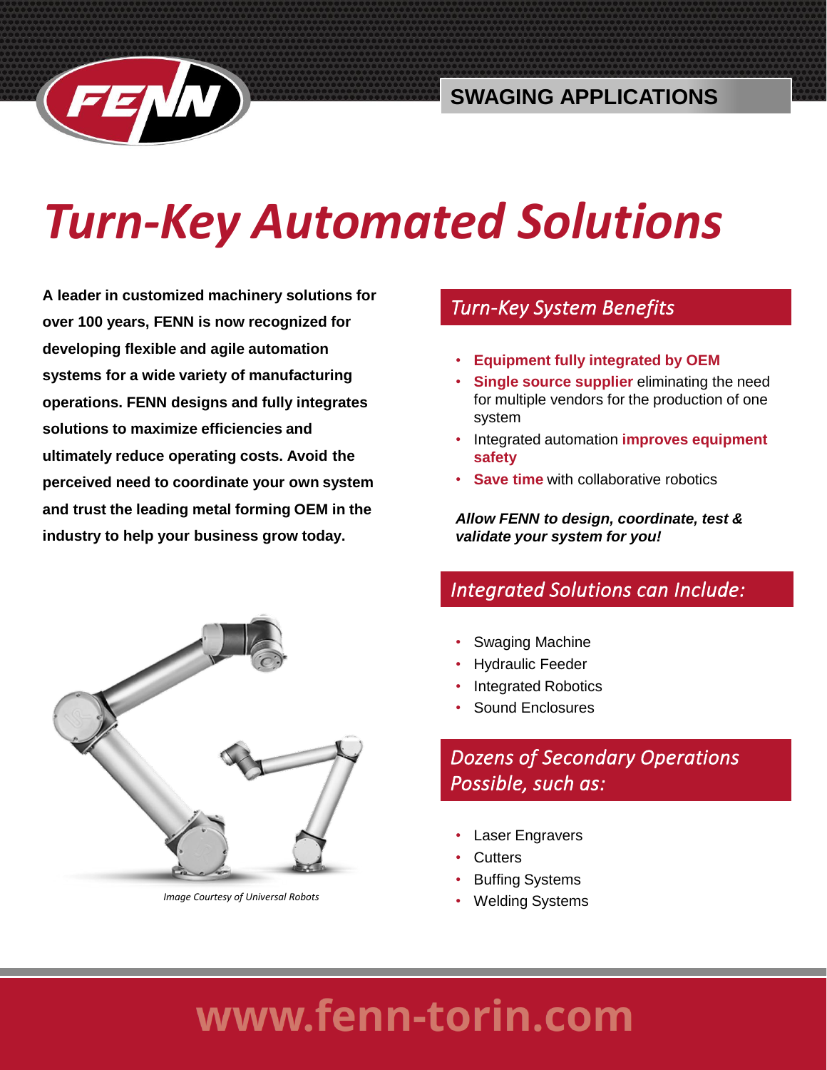SWAGING APPLICATIONS

# Turn-Key Automated Solutions

**A leader in customized machinery solutions for over 100 years, FENN is now recognized for developing flexible and agile automation systems for a wide variety of manufacturing operations. FENN designs and fully integrates solutions to maximize efficiencies and ultimately reduce operating costs. Avoid the perceived need to coordinate your own system and trust the leading metal forming OEM in the industry to help your business grow today.**

*Image Courtesy of Universal Robots*

## *Turn-Key System Benefits*

- **Equipment fully integrated by OEM**
- **Single source supplier** eliminating the need for multiple vendors for the production of one system
- Integrated automation **improves equipment safety**
- **Save time** with collaborative robotics

***Allow FENN to design, coordinate, test & validate your system for you!***

## *Integrated Solutions can Include:*

- Swaging Machine
- Hydraulic Feeder
- Integrated Robotics
- Sound Enclosures

## *Dozens of Secondary Operations Possible, such as:*

- Laser Engravers
- Cutters
- Buffing Systems
- Welding Systems

**www.fenn-torin.com**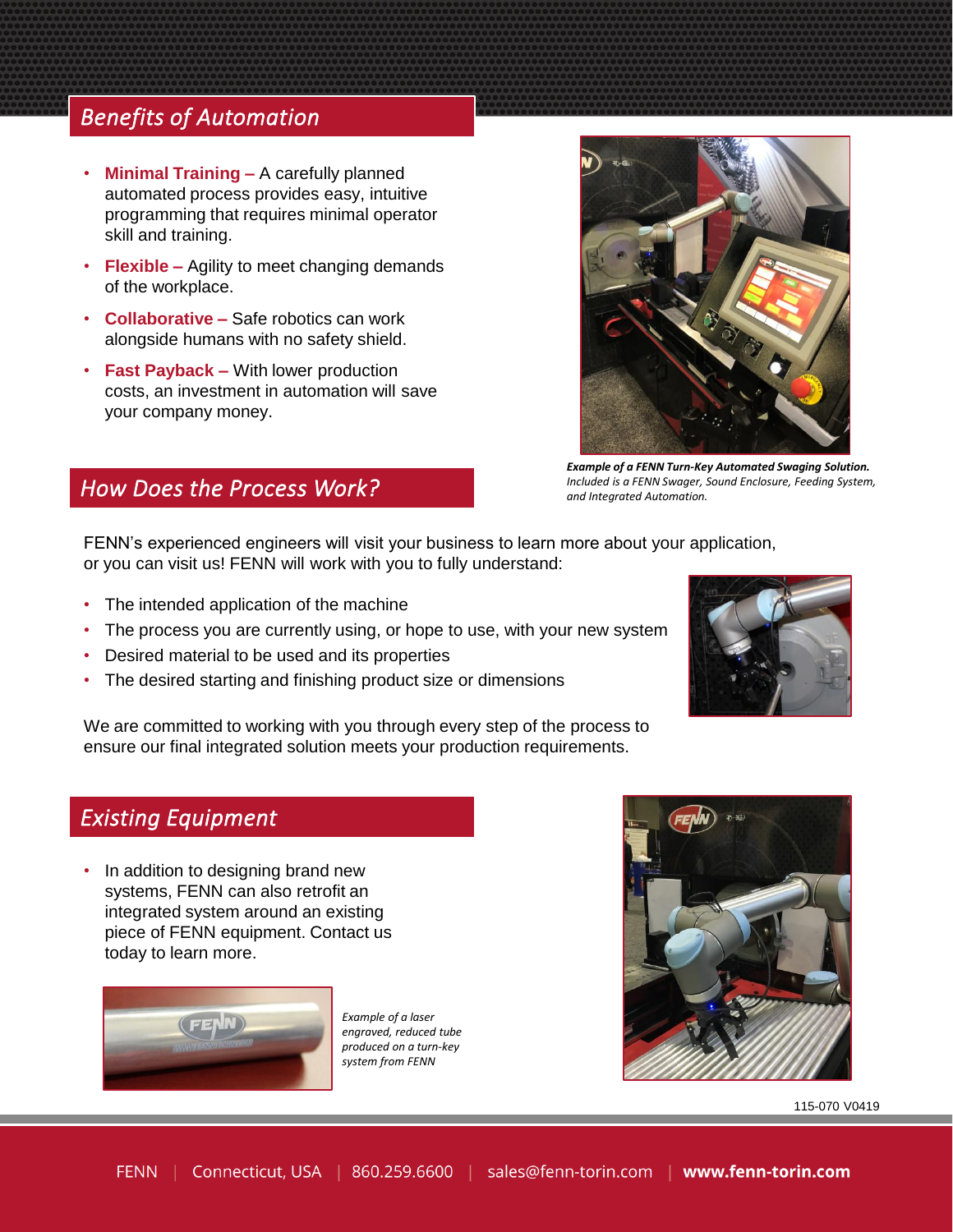## Benefits of Automation

- **Minimal Training –** A carefully planned automated process provides easy, intuitive programming that requires minimal operator skill and training.
- **Flexible –** Agility to meet changing demands of the workplace.
- **Collaborative –** Safe robotics can work alongside humans with no safety shield.
- **Fast Payback –** With lower production costs, an investment in automation will save your company money.

***Example of a FENN Turn-Key Automated Swaging Solution.*** *Included is a FENN Swager, Sound Enclosure, Feeding System, and Integrated Automation.*

## How Does the Process Work?

FENN's experienced engineers will visit your business to learn more about your application, or you can visit us! FENN will work with you to fully understand:

- The intended application of the machine
- The process you are currently using, or hope to use, with your new system
- Desired material to be used and its properties
- The desired starting and finishing product size or dimensions

We are committed to working with you through every step of the process to ensure our final integrated solution meets your production requirements.

## Existing Equipment

- In addition to designing brand new systems, FENN can also retrofit an integrated system around an existing piece of FENN equipment. Contact us today to learn more.

*Example of a laser engraved, reduced tube produced on a turn-key system from FENN*

115-070 V0419

FENN | Connecticut, USA | 860.259.6600 | sales@fenn-torin.com | **www.fenn-torin.com**